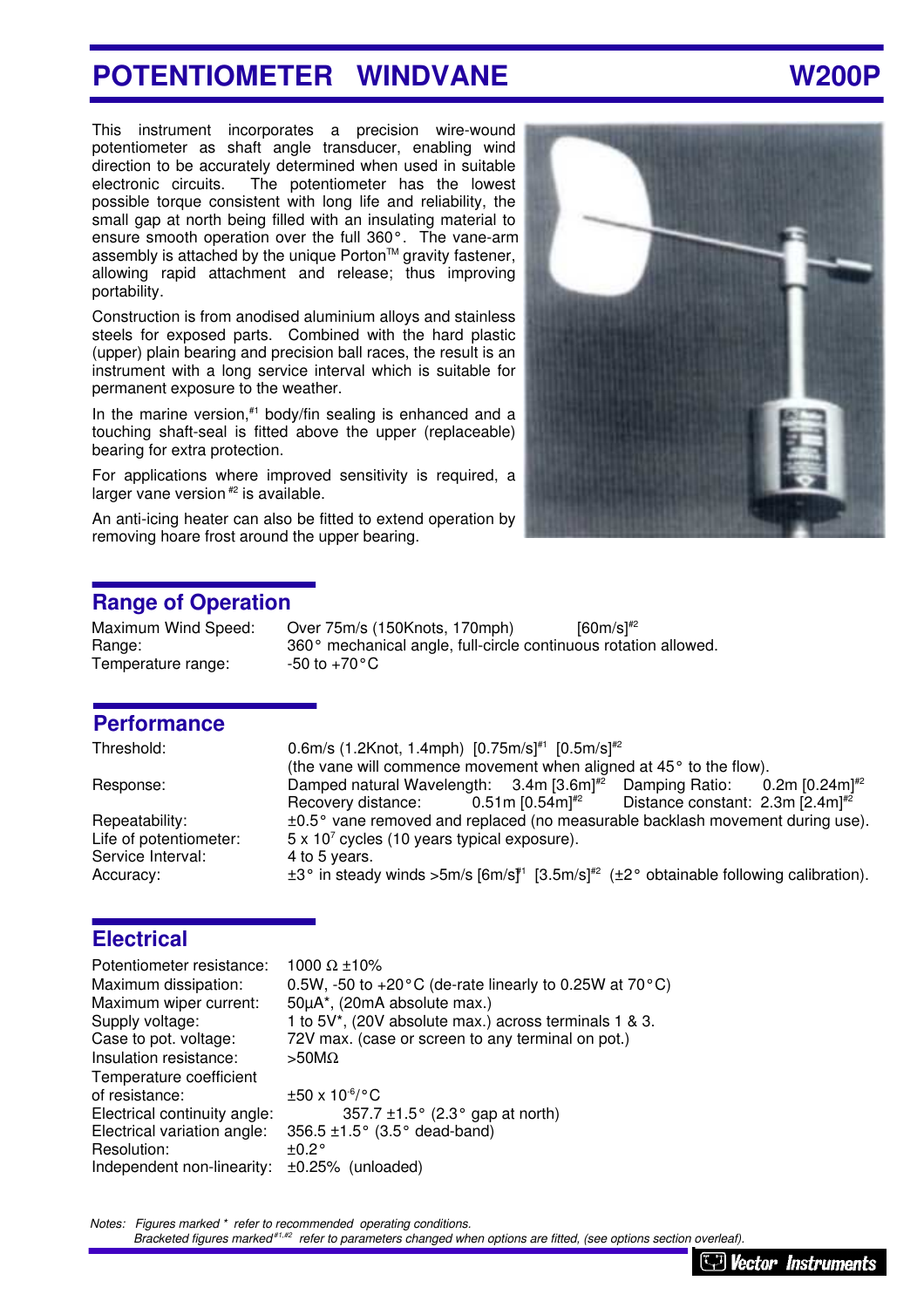# POTENTIOMETER WINDVANE W200P

This instrument incorporates a precision wire-wound potentiometer as shaft angle transducer, enabling wind direction to be accurately determined when used in suitable electronic circuits. The potentiometer has the lowest possible torque consistent with long life and reliability, the small gap at north being filled with an insulating material to ensure smooth operation over the full 360°. The vane-arm assembly is attached by the unique Porton™ gravity fastener, allowing rapid attachment and release; thus improving portability.

Construction is from anodised aluminium alloys and stainless steels for exposed parts. Combined with the hard plastic (upper) plain bearing and precision ball races, the result is an instrument with a long service interval which is suitable for permanent exposure to the weather.

In the marine version,[#1] body/fin sealing is enhanced and a touching shaft-seal is fitted above the upper (replaceable) bearing for extra protection.

For applications where improved sensitivity is required, a larger vane version [#2] is available.

An anti-icing heater can also be fitted to extend operation by removing hoare frost around the upper bearing.

## Range of Operation

| | |
|---|---|
| Maximum Wind Speed: | Over 75m/s (150Knots, 170mph) [60m/s][#2] |
| Range: | 360° mechanical angle, full-circle continuous rotation allowed. |
| Temperature range: | -50 to +70°C |

## Performance

| | |
|---|---|
| Threshold: | 0.6m/s (1.2Knot, 1.4mph) [0.75m/s][#1] [0.5m/s][#2] (the vane will commence movement when aligned at 45° to the flow). |
| Response: | Damped natural Wavelength: 3.4m [3.6m][#2] Damping Ratio: 0.2m [0.24m][#2] Recovery distance: 0.51m [0.54m][#2] Distance constant: 2.3m [2.4m][#2] |
| Repeatability: | ±0.5° vane removed and replaced (no measurable backlash movement during use). |
| Life of potentiometer: | $5 \times 10^7$ cycles (10 years typical exposure). |
| Service Interval: | 4 to 5 years. |
| Accuracy: | ±3° in steady winds >5m/s [6m/s][#1] [3.5m/s][#2] (±2° obtainable following calibration). |

## Electrical

| | |
|---|---|
| Potentiometer resistance: | 1000 Ω ±10% |
| Maximum dissipation: | 0.5W, -50 to +20°C (de-rate linearly to 0.25W at 70°C) |
| Maximum wiper current: | 50µA*, (20mA absolute max.) |
| Supply voltage: | 1 to 5V*, (20V absolute max.) across terminals 1 & 3. |
| Case to pot. voltage: | 72V max. (case or screen to any terminal on pot.) |
| Insulation resistance: | >50MΩ |
| Temperature coefficient of resistance: | $\pm 50 \times 10^{-6}$/°C |
| Electrical continuity angle: | 357.7 ±1.5° (2.3° gap at north) |
| Electrical variation angle: | 356.5 ±1.5° (3.5° dead-band) |
| Resolution: | ±0.2° |
| Independent non-linearity: | ±0.25% (unloaded) |

*Notes: Figures marked * refer to recommended operating conditions.*
*Bracketed figures marked[#1,#2] refer to parameters changed when options are fitted, (see options section overleaf).*

Vector Instruments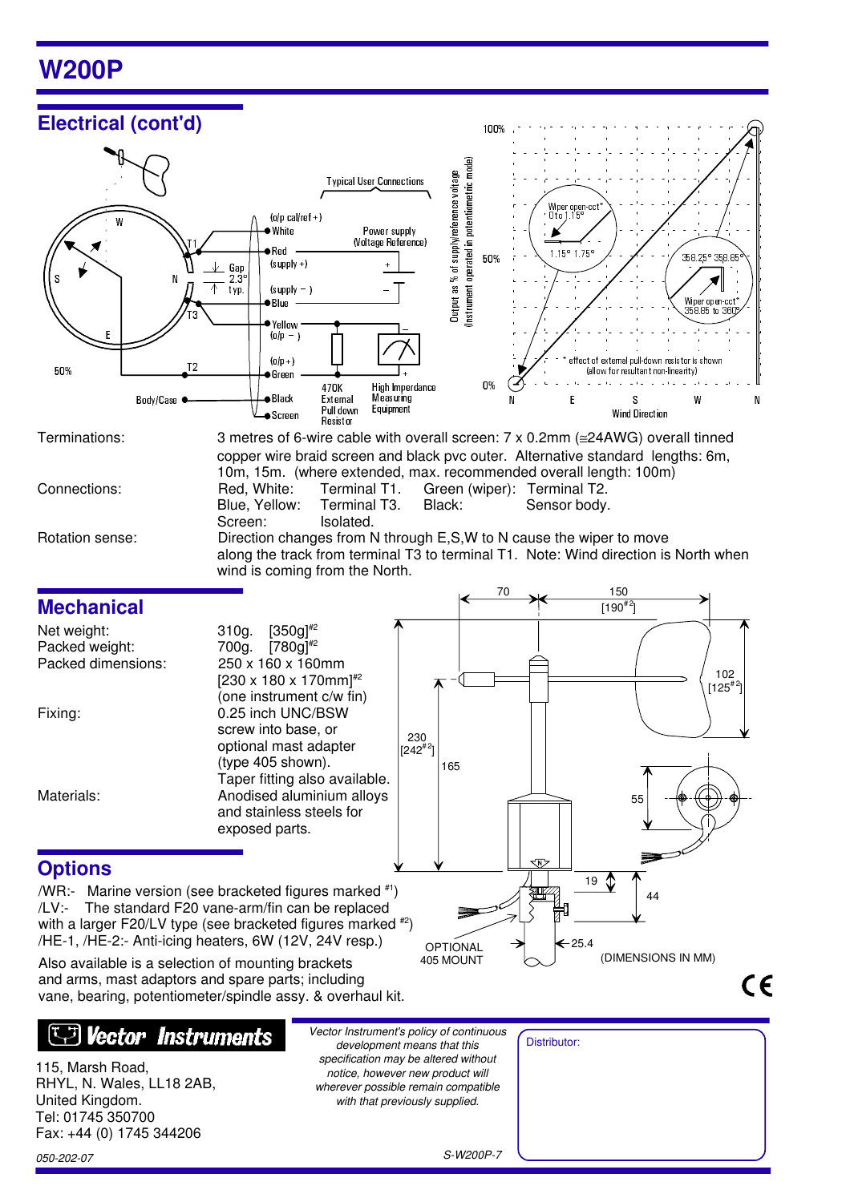# W200P

## Electrical (cont'd)

Typical User Connections

(o/p cal/ref +)
White
Red
(supply +)
(supply −)
Blue
Yellow
(o/p −)
(o/p +)
Green
Black
Screen

Power supply
(Voltage Reference)

470K
External
Pull down
Resistor

High Impedance
Measuring
Equipment

W
S
N
E
T1
T2
T3
Gap
2.3°
typ.
50%
Body/Case

100%
50%
0%
Output as % of supply/reference voltage
(Instrument operated in potentiometric mode)
Wiper open-cct*
0 to 1.15°
1.15° 1.75°
358.25° 358.85°
Wiper open-cct*
358.85 to 360°
* effect of external pull-down resistor is shown
(allow for resultant non-linearity)
N E S W N
Wind Direction

Terminations: 3 metres of 6-wire cable with overall screen: 7 x 0.2mm (≅24AWG) overall tinned copper wire braid screen and black pvc outer. Alternative standard lengths: 6m, 10m, 15m. (where extended, max. recommended overall length: 100m)

| | | | |
|---|---|---|---|
| Connections: | Red, White: Terminal T1. | Green (wiper): | Terminal T2. |
| | Blue, Yellow: Terminal T3. | Black: | Sensor body. |
| | Screen: Isolated. | | |

Rotation sense: Direction changes from N through E,S,W to N cause the wiper to move along the track from terminal T3 to terminal T1. Note: Wind direction is North when wind is coming from the North.

## Mechanical

Net weight: 310g. [350g][#2]

Packed weight: 700g. [780g][#2]

Packed dimensions: 250 x 160 x 160mm [230 x 180 x 170mm][#2] (one instrument c/w fin)

Fixing: 0.25 inch UNC/BSW screw into base, or optional mast adapter (type 405 shown). Taper fitting also available.

Materials: Anodised aluminium alloys and stainless steels for exposed parts.

70
150
[190[#2]]
102
[125[#2]]
230
[242[#2]]
165
55
19
44
25.4
OPTIONAL
405 MOUNT
(DIMENSIONS IN MM)

## Options

/WR:- Marine version (see bracketed figures marked [#1])

/LV:- The standard F20 vane-arm/fin can be replaced with a larger F20/LV type (see bracketed figures marked [#2])

/HE-1, /HE-2:- Anti-icing heaters, 6W (12V, 24V resp.)

Also available is a selection of mounting brackets and arms, mast adaptors and spare parts; including vane, bearing, potentiometer/spindle assy. & overhaul kit.

CE

**Vector Instruments**

115, Marsh Road,
RHYL, N. Wales, LL18 2AB,
United Kingdom.
Tel: 01745 350700
Fax: +44 (0) 1745 344206

*Vector Instrument's policy of continuous development means that this specification may be altered without notice, however new product will wherever possible remain compatible with that previously supplied.*

Distributor:

*050-202-07*

*S-W200P-7*